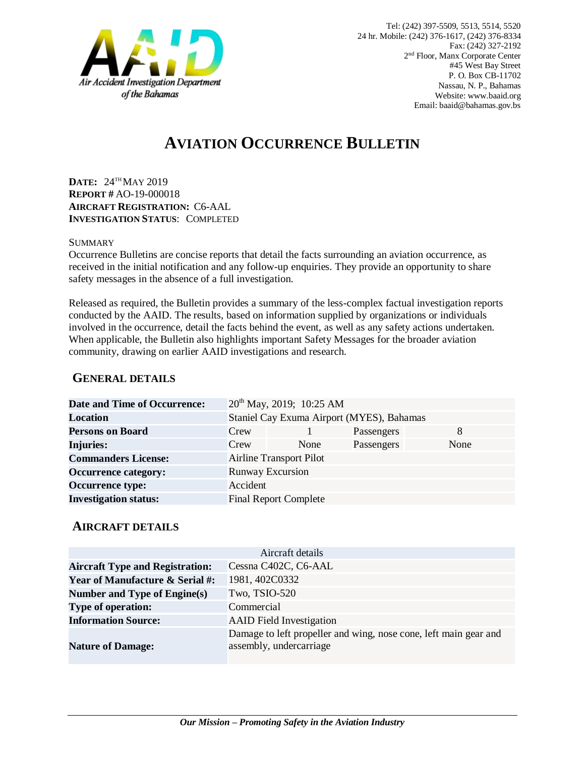Air Accident Investigation Department of the Bahamas

Tel: (242) 397-5509, 5513, 5514, 5520
24 hr. Mobile: (242) 376-1617, (242) 376-8334
Fax: (242) 327-2192
2nd Floor, Manx Corporate Center
#45 West Bay Street
P. O. Box CB-11702
Nassau, N. P., Bahamas
Website: www.baaid.org
Email: baaid@bahamas.gov.bs

# AVIATION OCCURRENCE BULLETIN

**DATE:** 24TH MAY 2019
**REPORT #** AO-19-000018
**AIRCRAFT REGISTRATION:** C6-AAL
**INVESTIGATION STATUS**: COMPLETED

SUMMARY

Occurrence Bulletins are concise reports that detail the facts surrounding an aviation occurrence, as received in the initial notification and any follow-up enquiries. They provide an opportunity to share safety messages in the absence of a full investigation.

Released as required, the Bulletin provides a summary of the less-complex factual investigation reports conducted by the AAID. The results, based on information supplied by organizations or individuals involved in the occurrence, detail the facts behind the event, as well as any safety actions undertaken. When applicable, the Bulletin also highlights important Safety Messages for the broader aviation community, drawing on earlier AAID investigations and research.

## GENERAL DETAILS

| | | | | |
|---|---|---|---|---|
| **Date and Time of Occurrence:** | 20th May, 2019; 10:25 AM | | | |
| **Location** | Staniel Cay Exuma Airport (MYES), Bahamas | | | |
| **Persons on Board** | Crew | 1 | Passengers | 8 |
| **Injuries:** | Crew | None | Passengers | None |
| **Commanders License:** | Airline Transport Pilot | | | |
| **Occurrence category:** | Runway Excursion | | | |
| **Occurrence type:** | Accident | | | |
| **Investigation status:** | Final Report Complete | | | |

## AIRCRAFT DETAILS

| Aircraft details | |
|---|---|
| **Aircraft Type and Registration:** | Cessna C402C, C6-AAL |
| **Year of Manufacture & Serial #:** | 1981, 402C0332 |
| **Number and Type of Engine(s)** | Two, TSIO-520 |
| **Type of operation:** | Commercial |
| **Information Source:** | AAID Field Investigation |
| **Nature of Damage:** | Damage to left propeller and wing, nose cone, left main gear and assembly, undercarriage |

*Our Mission – Promoting Safety in the Aviation Industry*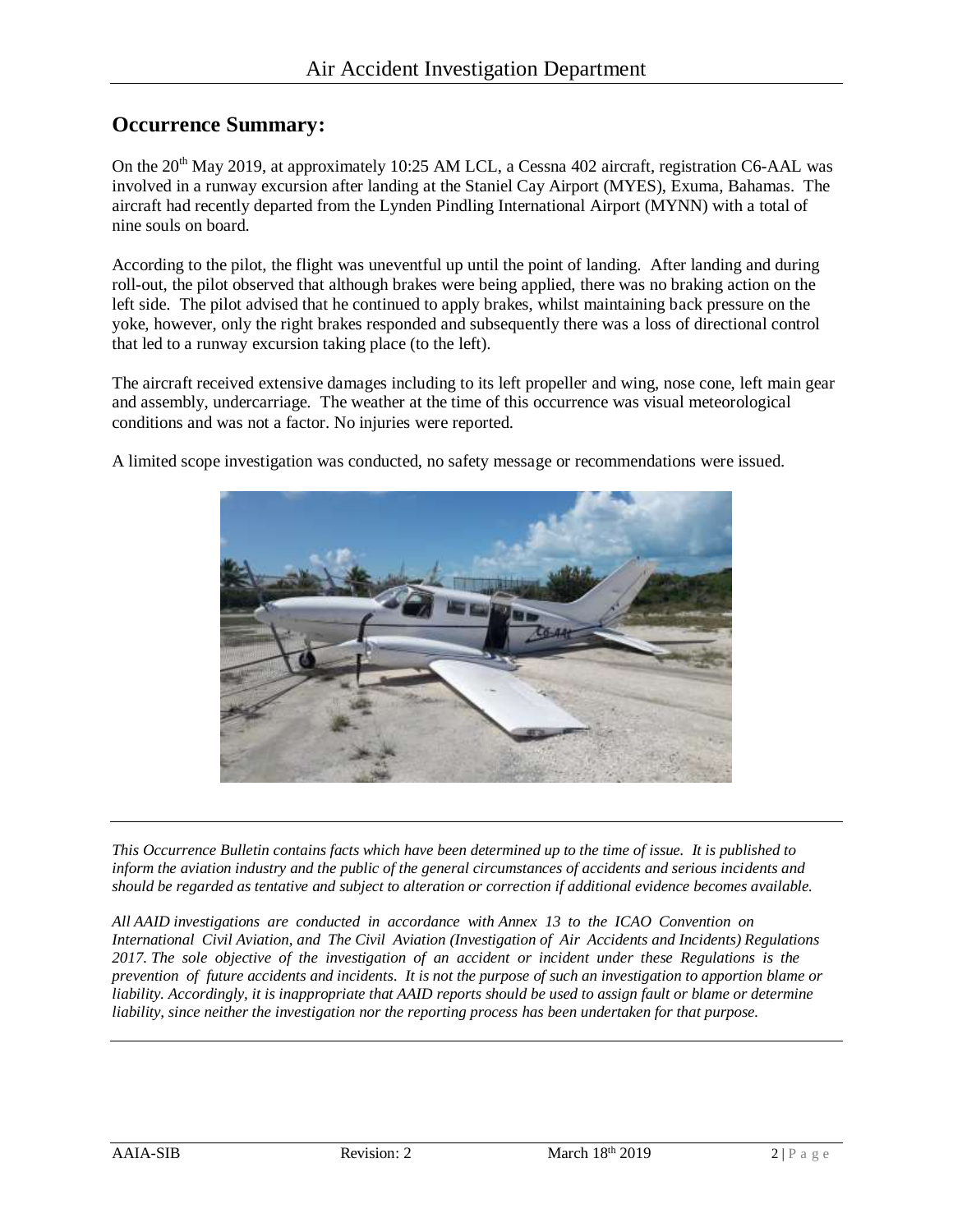## Occurrence Summary:

On the 20th May 2019, at approximately 10:25 AM LCL, a Cessna 402 aircraft, registration C6-AAL was involved in a runway excursion after landing at the Staniel Cay Airport (MYES), Exuma, Bahamas. The aircraft had recently departed from the Lynden Pindling International Airport (MYNN) with a total of nine souls on board.

According to the pilot, the flight was uneventful up until the point of landing. After landing and during roll-out, the pilot observed that although brakes were being applied, there was no braking action on the left side. The pilot advised that he continued to apply brakes, whilst maintaining back pressure on the yoke, however, only the right brakes responded and subsequently there was a loss of directional control that led to a runway excursion taking place (to the left).

The aircraft received extensive damages including to its left propeller and wing, nose cone, left main gear and assembly, undercarriage. The weather at the time of this occurrence was visual meteorological conditions and was not a factor. No injuries were reported.

A limited scope investigation was conducted, no safety message or recommendations were issued.

---

*This Occurrence Bulletin contains facts which have been determined up to the time of issue. It is published to inform the aviation industry and the public of the general circumstances of accidents and serious incidents and should be regarded as tentative and subject to alteration or correction if additional evidence becomes available.*

*All AAID investigations are conducted in accordance with Annex 13 to the ICAO Convention on International Civil Aviation, and The Civil Aviation (Investigation of Air Accidents and Incidents) Regulations 2017. The sole objective of the investigation of an accident or incident under these Regulations is the prevention of future accidents and incidents. It is not the purpose of such an investigation to apportion blame or liability. Accordingly, it is inappropriate that AAID reports should be used to assign fault or blame or determine liability, since neither the investigation nor the reporting process has been undertaken for that purpose.*